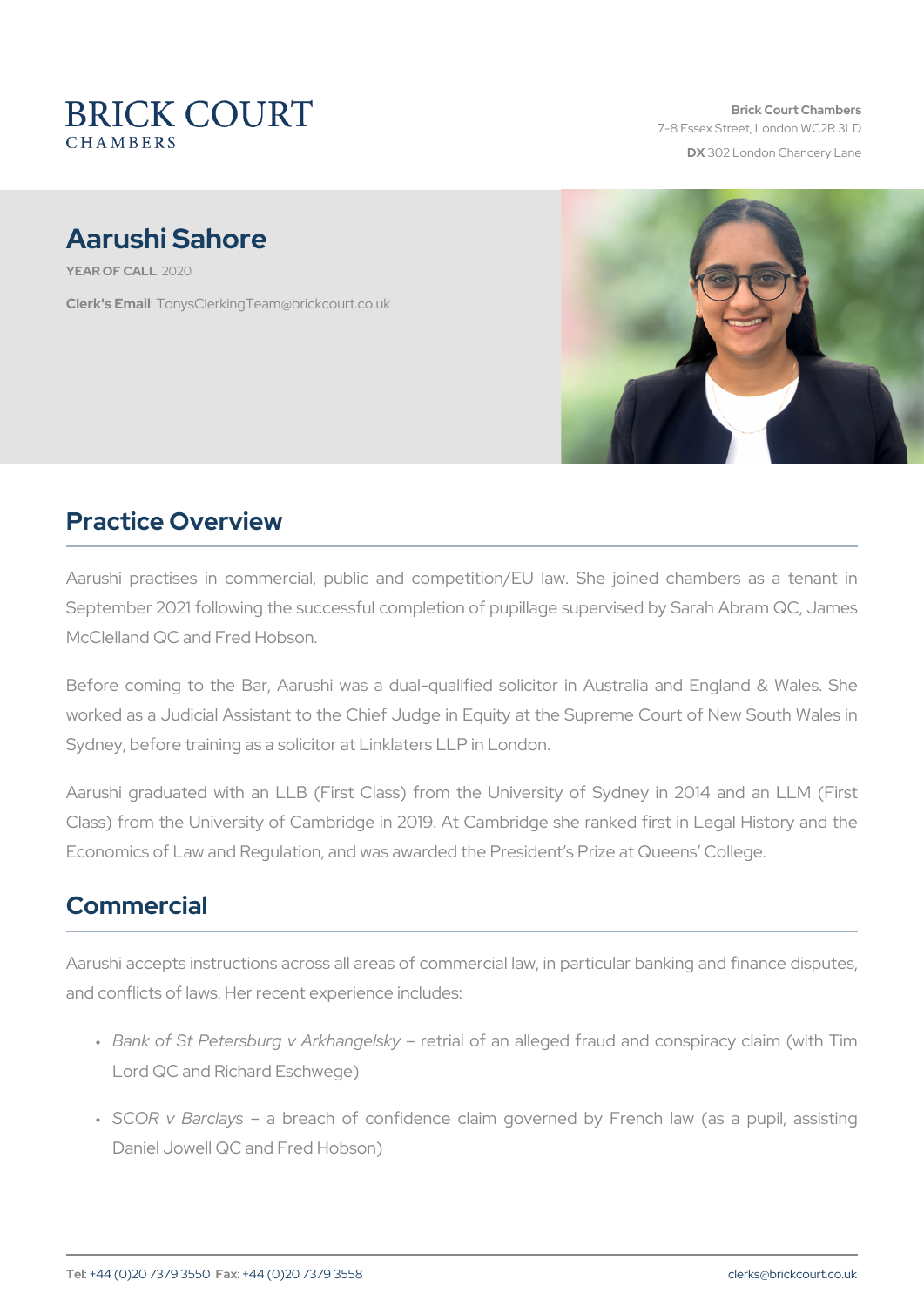BRICK COURT
CHAMBERS

**Brick Court Chambers**
7-8 Essex Street, London WC2R 3LD
**DX** 302 London Chancery Lane

# Aarushi Sahore

**YEAR OF CALL**: 2020

**Clerk's Email**: TonysClerkingTeam@brickcourt.co.uk

## Practice Overview

Aarushi practises in commercial, public and competition/EU law. She joined chambers as a tenant in September 2021 following the successful completion of pupillage supervised by Sarah Abram QC, James McClelland QC and Fred Hobson.

Before coming to the Bar, Aarushi was a dual-qualified solicitor in Australia and England & Wales. She worked as a Judicial Assistant to the Chief Judge in Equity at the Supreme Court of New South Wales in Sydney, before training as a solicitor at Linklaters LLP in London.

Aarushi graduated with an LLB (First Class) from the University of Sydney in 2014 and an LLM (First Class) from the University of Cambridge in 2019. At Cambridge she ranked first in Legal History and the Economics of Law and Regulation, and was awarded the President's Prize at Queens' College.

## Commercial

Aarushi accepts instructions across all areas of commercial law, in particular banking and finance disputes, and conflicts of laws. Her recent experience includes:

- *Bank of St Petersburg v Arkhangelsky* – retrial of an alleged fraud and conspiracy claim (with Tim Lord QC and Richard Eschwege)
- *SCOR v Barclays* – a breach of confidence claim governed by French law (as a pupil, assisting Daniel Jowell QC and Fred Hobson)

**Tel**: +44 (0)20 7379 3550 **Fax**: +44 (0)20 7379 3558 clerks@brickcourt.co.uk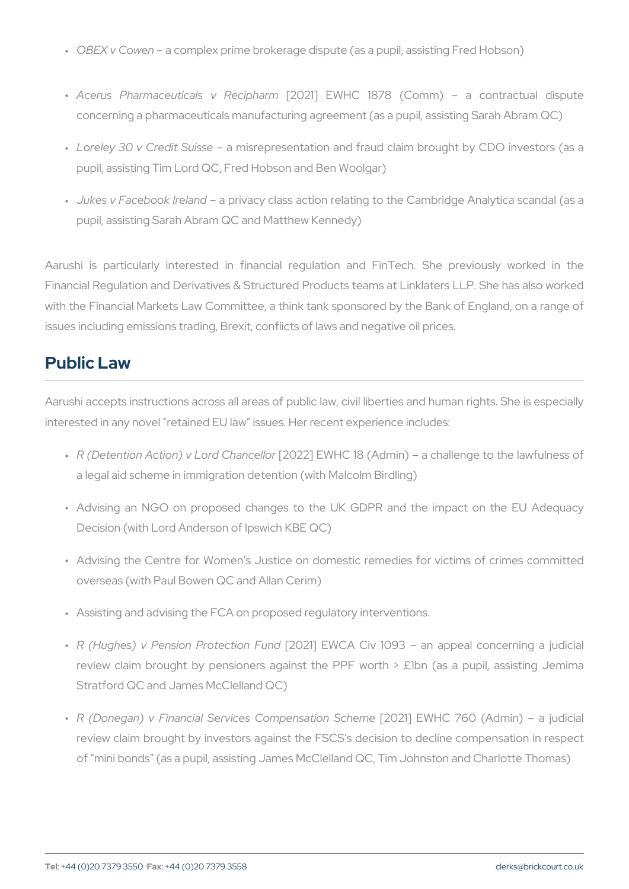- *OBEX v Cowen* – a complex prime brokerage dispute (as a pupil, assisting Fred Hobson)
- *Acerus Pharmaceuticals v Recipharm* [2021] EWHC 1878 (Comm) – a contractual dispute concerning a pharmaceuticals manufacturing agreement (as a pupil, assisting Sarah Abram QC)
- *Loreley 30 v Credit Suisse* – a misrepresentation and fraud claim brought by CDO investors (as a pupil, assisting Tim Lord QC, Fred Hobson and Ben Woolgar)
- *Jukes v Facebook Ireland* – a privacy class action relating to the Cambridge Analytica scandal (as a pupil, assisting Sarah Abram QC and Matthew Kennedy)

Aarushi is particularly interested in financial regulation and FinTech. She previously worked in the Financial Regulation and Derivatives & Structured Products teams at Linklaters LLP. She has also worked with the Financial Markets Law Committee, a think tank sponsored by the Bank of England, on a range of issues including emissions trading, Brexit, conflicts of laws and negative oil prices.

## Public Law

Aarushi accepts instructions across all areas of public law, civil liberties and human rights. She is especially interested in any novel "retained EU law" issues. Her recent experience includes:

- *R (Detention Action) v Lord Chancellor* [2022] EWHC 18 (Admin) – a challenge to the lawfulness of a legal aid scheme in immigration detention (with Malcolm Birdling)
- Advising an NGO on proposed changes to the UK GDPR and the impact on the EU Adequacy Decision (with Lord Anderson of Ipswich KBE QC)
- Advising the Centre for Women's Justice on domestic remedies for victims of crimes committed overseas (with Paul Bowen QC and Allan Cerim)
- Assisting and advising the FCA on proposed regulatory interventions.
- *R (Hughes) v Pension Protection Fund* [2021] EWCA Civ 1093 – an appeal concerning a judicial review claim brought by pensioners against the PPF worth > £1bn (as a pupil, assisting Jemima Stratford QC and James McClelland QC)
- *R (Donegan) v Financial Services Compensation Scheme* [2021] EWHC 760 (Admin) – a judicial review claim brought by investors against the FSCS's decision to decline compensation in respect of "mini bonds" (as a pupil, assisting James McClelland QC, Tim Johnston and Charlotte Thomas)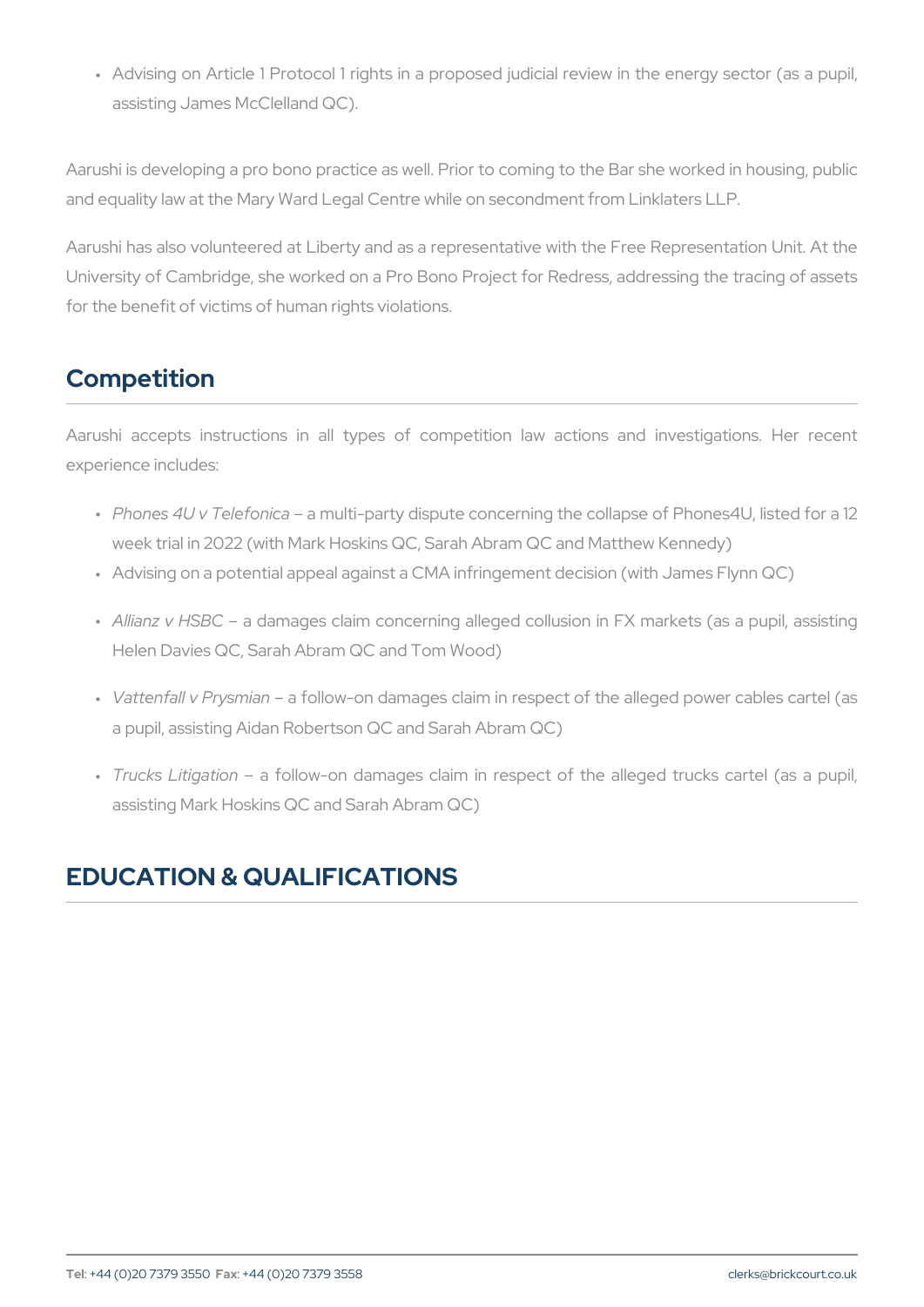- Advising on Article 1 Protocol 1 rights in a proposed judicial review in the energy sector (as a pupil, assisting James McClelland QC).

Aarushi is developing a pro bono practice as well. Prior to coming to the Bar she worked in housing, public and equality law at the Mary Ward Legal Centre while on secondment from Linklaters LLP.

Aarushi has also volunteered at Liberty and as a representative with the Free Representation Unit. At the University of Cambridge, she worked on a Pro Bono Project for Redress, addressing the tracing of assets for the benefit of victims of human rights violations.

## Competition

Aarushi accepts instructions in all types of competition law actions and investigations. Her recent experience includes:

- *Phones 4U v Telefonica* – a multi-party dispute concerning the collapse of Phones4U, listed for a 12 week trial in 2022 (with Mark Hoskins QC, Sarah Abram QC and Matthew Kennedy)
- Advising on a potential appeal against a CMA infringement decision (with James Flynn QC)
- *Allianz v HSBC* – a damages claim concerning alleged collusion in FX markets (as a pupil, assisting Helen Davies QC, Sarah Abram QC and Tom Wood)
- *Vattenfall v Prysmian* – a follow-on damages claim in respect of the alleged power cables cartel (as a pupil, assisting Aidan Robertson QC and Sarah Abram QC)
- *Trucks Litigation* – a follow-on damages claim in respect of the alleged trucks cartel (as a pupil, assisting Mark Hoskins QC and Sarah Abram QC)

## EDUCATION & QUALIFICATIONS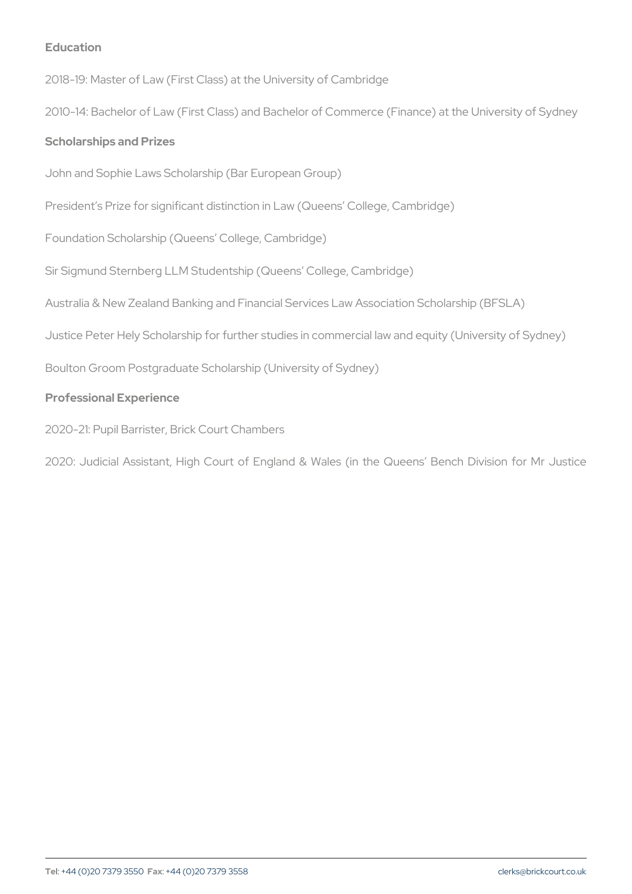## Education

2018–19: Master of Law (First Class) at the University of Cambridge

2010–14: Bachelor of Law (First Class) and Bachelor of Commerce (Finance) at the University of Sydney

## Scholarships and Prizes

John and Sophie Laws Scholarship (Bar European Group)

President's Prize for significant distinction in Law (Queens' College, Cambridge)

Foundation Scholarship (Queens' College, Cambridge)

Sir Sigmund Sternberg LLM Studentship (Queens' College, Cambridge)

Australia & New Zealand Banking and Financial Services Law Association Scholarship (BFSLA)

Justice Peter Hely Scholarship for further studies in commercial law and equity (University of Sydney)

Boulton Groom Postgraduate Scholarship (University of Sydney)

## Professional Experience

2020–21: Pupil Barrister, Brick Court Chambers

2020: Judicial Assistant, High Court of England & Wales (in the Queens' Bench Division for Mr Justice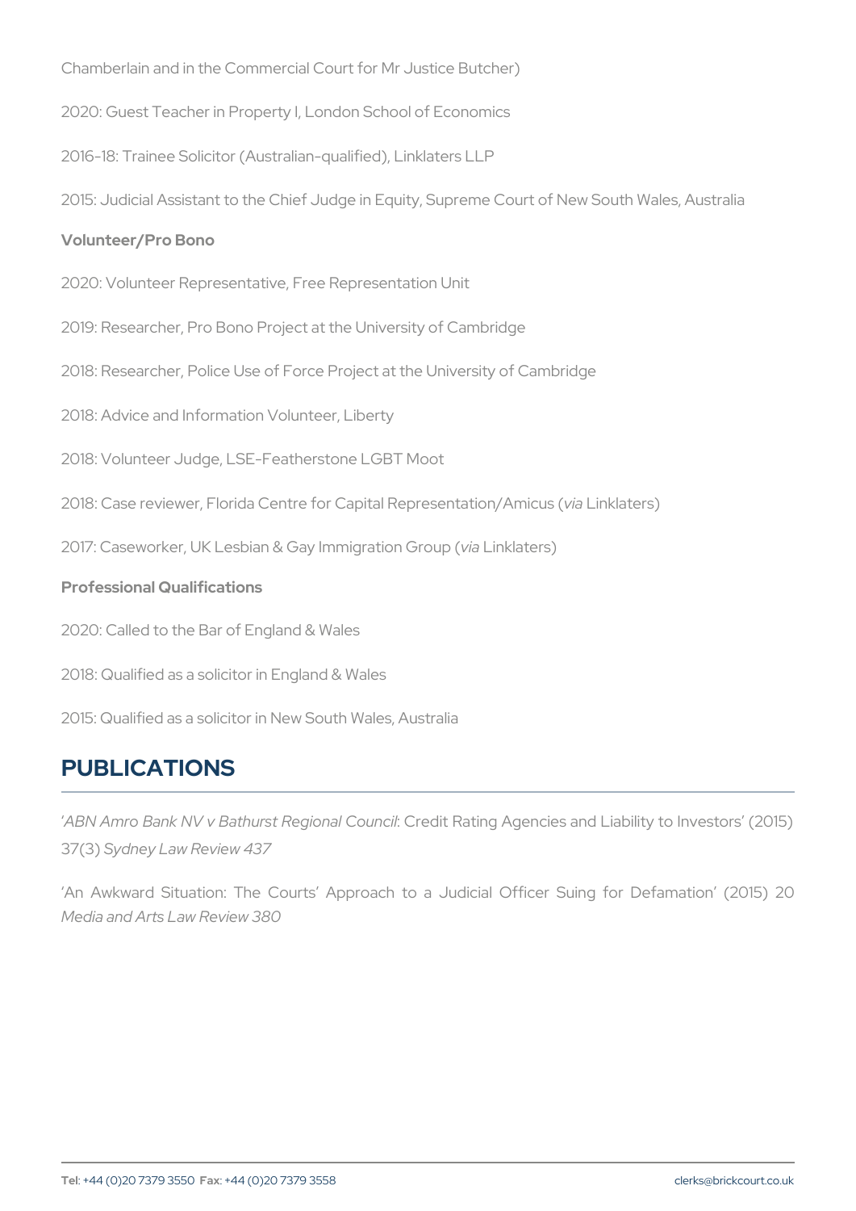Chamberlain and in the Commercial Court for Mr Justice Butcher)

2020: Guest Teacher in Property I, London School of Economics

2016-18: Trainee Solicitor (Australian-qualified), Linklaters LLP

2015: Judicial Assistant to the Chief Judge in Equity, Supreme Court of New South Wales, Australia

**Volunteer/Pro Bono**

2020: Volunteer Representative, Free Representation Unit

2019: Researcher, Pro Bono Project at the University of Cambridge

2018: Researcher, Police Use of Force Project at the University of Cambridge

2018: Advice and Information Volunteer, Liberty

2018: Volunteer Judge, LSE-Featherstone LGBT Moot

2018: Case reviewer, Florida Centre for Capital Representation/Amicus (*via* Linklaters)

2017: Caseworker, UK Lesbian & Gay Immigration Group (*via* Linklaters)

**Professional Qualifications**

2020: Called to the Bar of England & Wales

2018: Qualified as a solicitor in England & Wales

2015: Qualified as a solicitor in New South Wales, Australia

# PUBLICATIONS

'*ABN Amro Bank NV v Bathurst Regional Council*: Credit Rating Agencies and Liability to Investors' (2015) 37(3) *Sydney Law Review 437*

'An Awkward Situation: The Courts' Approach to a Judicial Officer Suing for Defamation' (2015) 20 *Media and Arts Law Review 380*